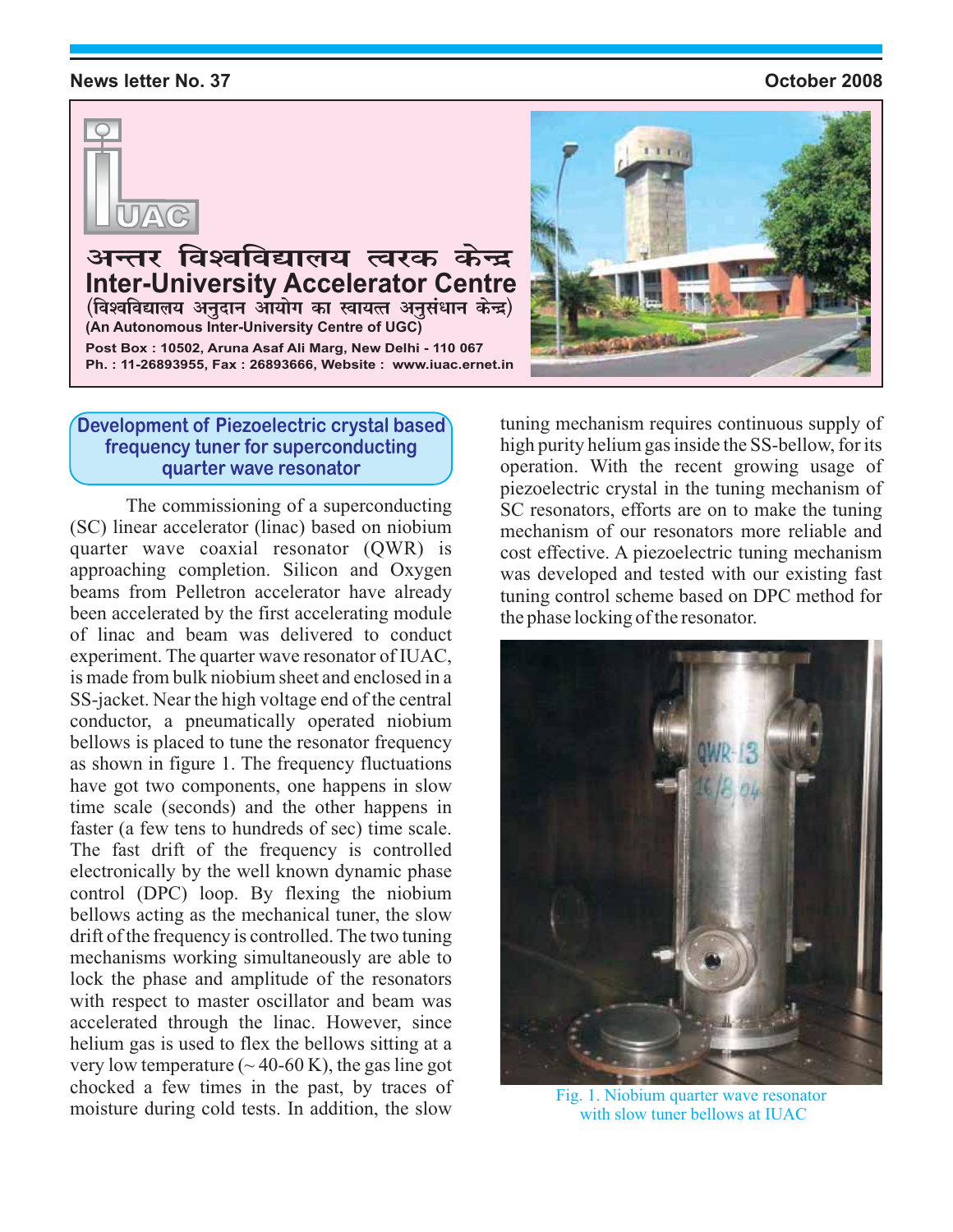News letter No. 37 | October 2008

# अन्तर विश्वविद्यालय त्वरक केन्द्र
# Inter-University Accelerator Centre

(विश्वविद्यालय अनुदान आयोग का स्वायत्त अनुसंधान केन्द्र)

**(An Autonomous Inter-University Centre of UGC)**

**Post Box : 10502, Aruna Asaf Ali Marg, New Delhi - 110 067**

**Ph. : 11-26893955, Fax : 26893666, Website : www.iuac.ernet.in**

## Development of Piezoelectric crystal based frequency tuner for superconducting quarter wave resonator

The commissioning of a superconducting (SC) linear accelerator (linac) based on niobium quarter wave coaxial resonator (QWR) is approaching completion. Silicon and Oxygen beams from Pelletron accelerator have already been accelerated by the first accelerating module of linac and beam was delivered to conduct experiment. The quarter wave resonator of IUAC, is made from bulk niobium sheet and enclosed in a SS-jacket. Near the high voltage end of the central conductor, a pneumatically operated niobium bellows is placed to tune the resonator frequency as shown in figure 1. The frequency fluctuations have got two components, one happens in slow time scale (seconds) and the other happens in faster (a few tens to hundreds of sec) time scale. The fast drift of the frequency is controlled electronically by the well known dynamic phase control (DPC) loop. By flexing the niobium bellows acting as the mechanical tuner, the slow drift of the frequency is controlled. The two tuning mechanisms working simultaneously are able to lock the phase and amplitude of the resonators with respect to master oscillator and beam was accelerated through the linac. However, since helium gas is used to flex the bellows sitting at a very low temperature (~ 40-60 K), the gas line got chocked a few times in the past, by traces of moisture during cold tests. In addition, the slow tuning mechanism requires continuous supply of high purity helium gas inside the SS-bellow, for its operation. With the recent growing usage of piezoelectric crystal in the tuning mechanism of SC resonators, efforts are on to make the tuning mechanism of our resonators more reliable and cost effective. A piezoelectric tuning mechanism was developed and tested with our existing fast tuning control scheme based on DPC method for the phase locking of the resonator.

Fig. 1. Niobium quarter wave resonator with slow tuner bellows at IUAC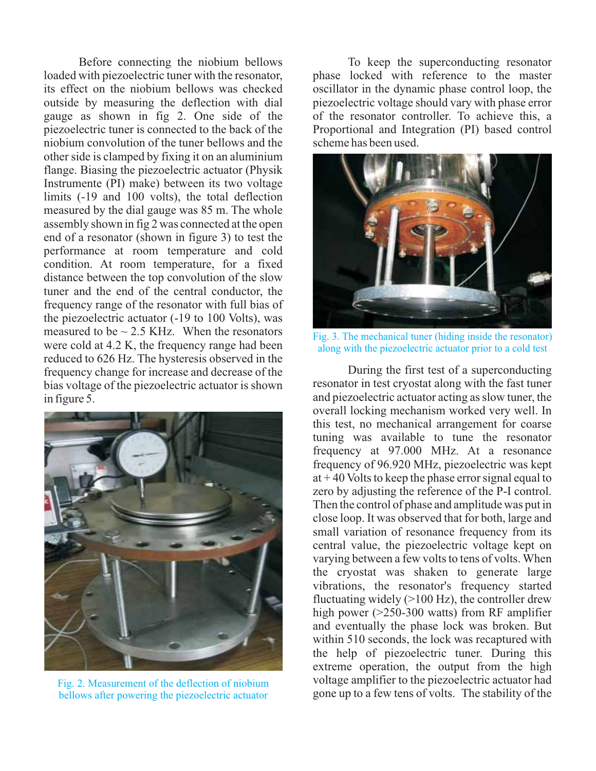Before connecting the niobium bellows loaded with piezoelectric tuner with the resonator, its effect on the niobium bellows was checked outside by measuring the deflection with dial gauge as shown in fig 2. One side of the piezoelectric tuner is connected to the back of the niobium convolution of the tuner bellows and the other side is clamped by fixing it on an aluminium flange. Biasing the piezoelectric actuator (Physik Instrumente (PI) make) between its two voltage limits (-19 and 100 volts), the total deflection measured by the dial gauge was 85 m. The whole assembly shown in fig 2 was connected at the open end of a resonator (shown in figure 3) to test the performance at room temperature and cold condition. At room temperature, for a fixed distance between the top convolution of the slow tuner and the end of the central conductor, the frequency range of the resonator with full bias of the piezoelectric actuator (-19 to 100 Volts), was measured to be ~ 2.5 KHz. When the resonators were cold at 4.2 K, the frequency range had been reduced to 626 Hz. The hysteresis observed in the frequency change for increase and decrease of the bias voltage of the piezoelectric actuator is shown in figure 5.

Fig. 2. Measurement of the deflection of niobium bellows after powering the piezoelectric actuator

To keep the superconducting resonator phase locked with reference to the master oscillator in the dynamic phase control loop, the piezoelectric voltage should vary with phase error of the resonator controller. To achieve this, a Proportional and Integration (PI) based control scheme has been used.

Fig. 3. The mechanical tuner (hiding inside the resonator) along with the piezoelectric actuator prior to a cold test

During the first test of a superconducting resonator in test cryostat along with the fast tuner and piezoelectric actuator acting as slow tuner, the overall locking mechanism worked very well. In this test, no mechanical arrangement for coarse tuning was available to tune the resonator frequency at 97.000 MHz. At a resonance frequency of 96.920 MHz, piezoelectric was kept at + 40 Volts to keep the phase error signal equal to zero by adjusting the reference of the P-I control. Then the control of phase and amplitude was put in close loop. It was observed that for both, large and small variation of resonance frequency from its central value, the piezoelectric voltage kept on varying between a few volts to tens of volts. When the cryostat was shaken to generate large vibrations, the resonator's frequency started fluctuating widely (>100 Hz), the controller drew high power (>250-300 watts) from RF amplifier and eventually the phase lock was broken. But within 510 seconds, the lock was recaptured with the help of piezoelectric tuner. During this extreme operation, the output from the high voltage amplifier to the piezoelectric actuator had gone up to a few tens of volts. The stability of the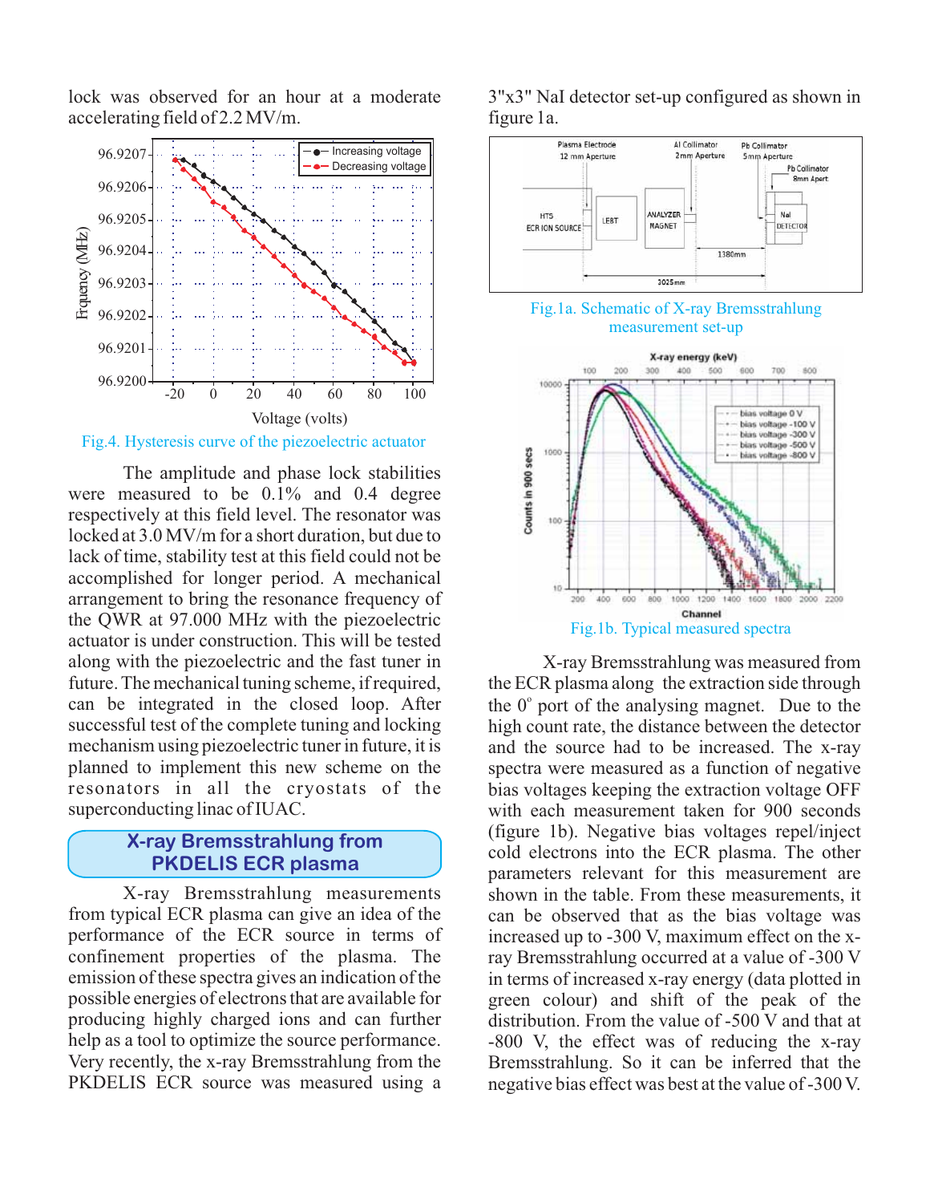lock was observed for an hour at a moderate accelerating field of 2.2 MV/m.

Fig.4. Hysteresis curve of the piezoelectric actuator

The amplitude and phase lock stabilities were measured to be 0.1% and 0.4 degree respectively at this field level. The resonator was locked at 3.0 MV/m for a short duration, but due to lack of time, stability test at this field could not be accomplished for longer period. A mechanical arrangement to bring the resonance frequency of the QWR at 97.000 MHz with the piezoelectric actuator is under construction. This will be tested along with the piezoelectric and the fast tuner in future. The mechanical tuning scheme, if required, can be integrated in the closed loop. After successful test of the complete tuning and locking mechanism using piezoelectric tuner in future, it is planned to implement this new scheme on the resonators in all the cryostats of the superconducting linac of IUAC.

## X-ray Bremsstrahlung from PKDELIS ECR plasma

X-ray Bremsstrahlung measurements from typical ECR plasma can give an idea of the performance of the ECR source in terms of confinement properties of the plasma. The emission of these spectra gives an indication of the possible energies of electrons that are available for producing highly charged ions and can further help as a tool to optimize the source performance. Very recently, the x-ray Bremsstrahlung from the PKDELIS ECR source was measured using a 3"x3" NaI detector set-up configured as shown in figure 1a.

Fig.1a. Schematic of X-ray Bremsstrahlung measurement set-up

Fig.1b. Typical measured spectra

X-ray Bremsstrahlung was measured from the ECR plasma along the extraction side through the 0° port of the analysing magnet. Due to the high count rate, the distance between the detector and the source had to be increased. The x-ray spectra were measured as a function of negative bias voltages keeping the extraction voltage OFF with each measurement taken for 900 seconds (figure 1b). Negative bias voltages repel/inject cold electrons into the ECR plasma. The other parameters relevant for this measurement are shown in the table. From these measurements, it can be observed that as the bias voltage was increased up to -300 V, maximum effect on the x-ray Bremsstrahlung occurred at a value of -300 V in terms of increased x-ray energy (data plotted in green colour) and shift of the peak of the distribution. From the value of -500 V and that at -800 V, the effect was of reducing the x-ray Bremsstrahlung. So it can be inferred that the negative bias effect was best at the value of -300 V.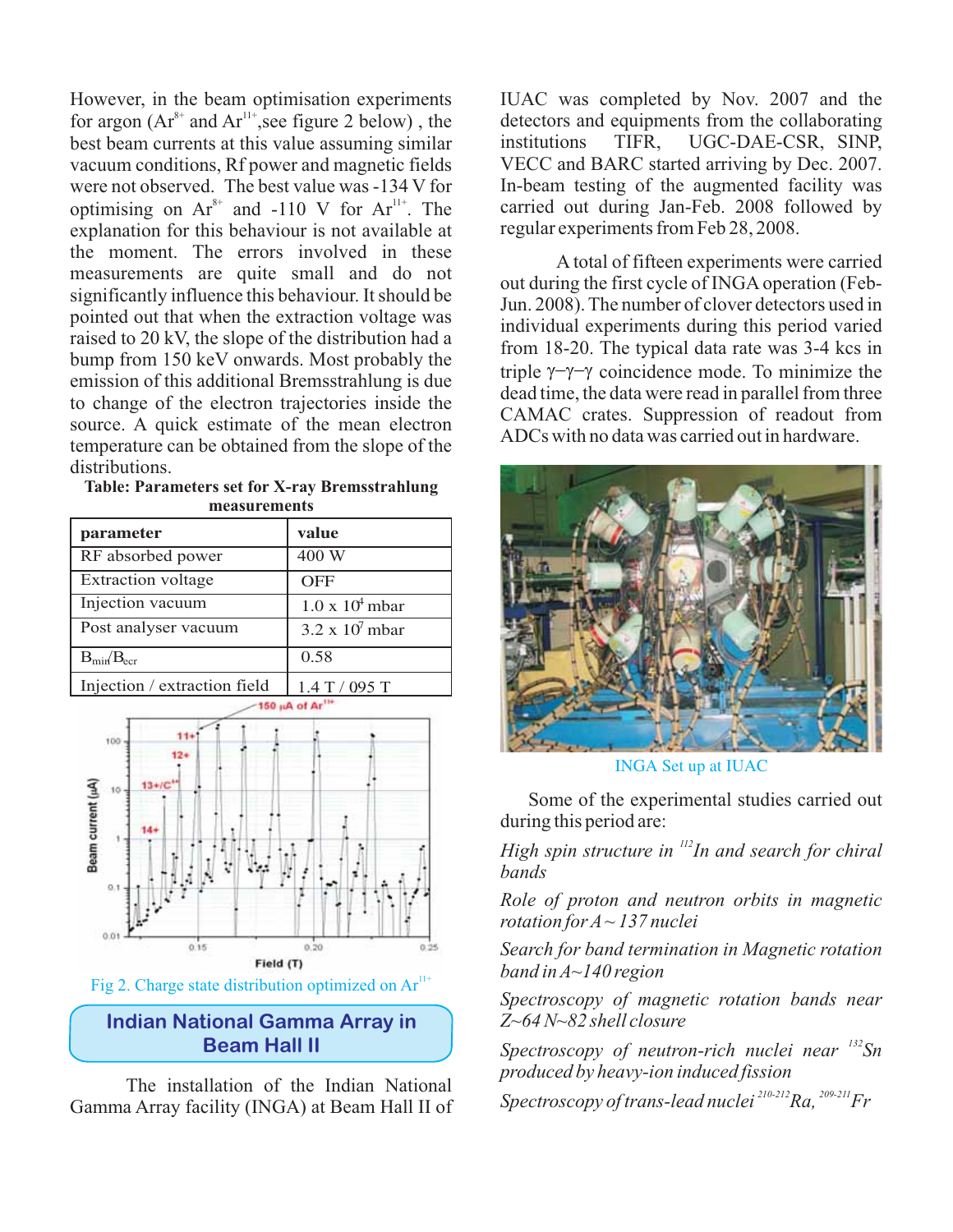However, in the beam optimisation experiments for argon ($Ar^{8+}$ and $Ar^{11+}$,see figure 2 below) , the best beam currents at this value assuming similar vacuum conditions, Rf power and magnetic fields were not observed. The best value was -134 V for optimising on $Ar^{8+}$ and -110 V for $Ar^{11+}$. The explanation for this behaviour is not available at the moment. The errors involved in these measurements are quite small and do not significantly influence this behaviour. It should be pointed out that when the extraction voltage was raised to 20 kV, the slope of the distribution had a bump from 150 keV onwards. Most probably the emission of this additional Bremsstrahlung is due to change of the electron trajectories inside the source. A quick estimate of the mean electron temperature can be obtained from the slope of the distributions.

**Table: Parameters set for X-ray Bremsstrahlung measurements**

| parameter | value |
|---|---|
| RF absorbed power | 400 W |
| Extraction voltage | OFF |
| Injection vacuum | $1.0 \times 10^{4}$ mbar |
| Post analyser vacuum | $3.2 \times 10^{7}$ mbar |
| $B_{min}/B_{ecr}$ | 0.58 |
| Injection / extraction field | 1.4 T / 095 T |

Fig 2. Charge state distribution optimized on $Ar^{11+}$

## Indian National Gamma Array in Beam Hall II

The installation of the Indian National Gamma Array facility (INGA) at Beam Hall II of IUAC was completed by Nov. 2007 and the detectors and equipments from the collaborating institutions TIFR, UGC-DAE-CSR, SINP, VECC and BARC started arriving by Dec. 2007. In-beam testing of the augmented facility was carried out during Jan-Feb. 2008 followed by regular experiments from Feb 28, 2008.

A total of fifteen experiments were carried out during the first cycle of INGA operation (Feb-Jun. 2008). The number of clover detectors used in individual experiments during this period varied from 18-20. The typical data rate was 3-4 kcs in triple γ–γ–γ coincidence mode. To minimize the dead time, the data were read in parallel from three CAMAC crates. Suppression of readout from ADCs with no data was carried out in hardware.

INGA Set up at IUAC

Some of the experimental studies carried out during this period are:

*High spin structure in $^{112}$In and search for chiral bands*

*Role of proton and neutron orbits in magnetic rotation for A ~ 137 nuclei*

*Search for band termination in Magnetic rotation band in A~140 region*

*Spectroscopy of magnetic rotation bands near Z~64 N~82 shell closure*

*Spectroscopy of neutron-rich nuclei near $^{132}$Sn produced by heavy-ion induced fission*

*Spectroscopy of trans-lead nuclei $^{210-212}$Ra, $^{209-211}$Fr*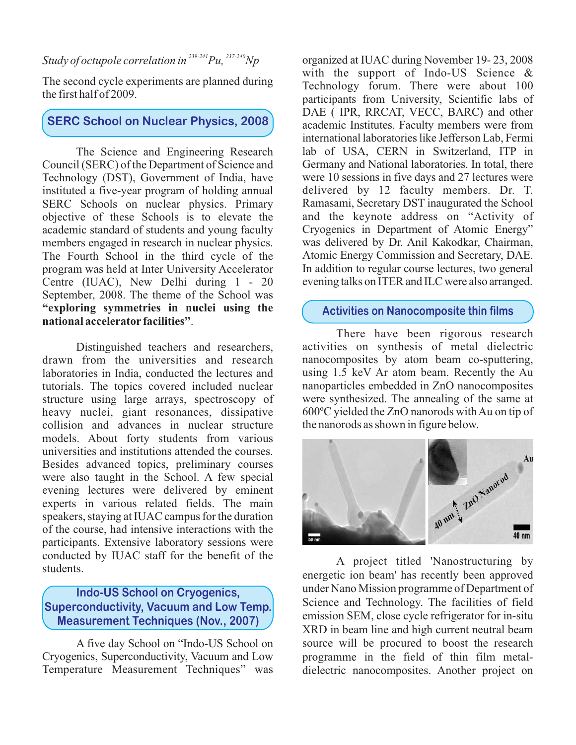*Study of octupole correlation in $^{239-241}Pu$, $^{237-240}Np$*

The second cycle experiments are planned during the first half of 2009.

## SERC School on Nuclear Physics, 2008

The Science and Engineering Research Council (SERC) of the Department of Science and Technology (DST), Government of India, have instituted a five-year program of holding annual SERC Schools on nuclear physics. Primary objective of these Schools is to elevate the academic standard of students and young faculty members engaged in research in nuclear physics. The Fourth School in the third cycle of the program was held at Inter University Accelerator Centre (IUAC), New Delhi during 1 - 20 September, 2008. The theme of the School was **"exploring symmetries in nuclei using the national accelerator facilities"**.

Distinguished teachers and researchers, drawn from the universities and research laboratories in India, conducted the lectures and tutorials. The topics covered included nuclear structure using large arrays, spectroscopy of heavy nuclei, giant resonances, dissipative collision and advances in nuclear structure models. About forty students from various universities and institutions attended the courses. Besides advanced topics, preliminary courses were also taught in the School. A few special evening lectures were delivered by eminent experts in various related fields. The main speakers, staying at IUAC campus for the duration of the course, had intensive interactions with the participants. Extensive laboratory sessions were conducted by IUAC staff for the benefit of the students.

## Indo-US School on Cryogenics, Superconductivity, Vacuum and Low Temp. Measurement Techniques (Nov., 2007)

A five day School on "Indo-US School on Cryogenics, Superconductivity, Vacuum and Low Temperature Measurement Techniques" was organized at IUAC during November 19- 23, 2008 with the support of Indo-US Science & Technology forum. There were about 100 participants from University, Scientific labs of DAE ( IPR, RRCAT, VECC, BARC) and other academic Institutes. Faculty members were from international laboratories like Jefferson Lab, Fermi lab of USA, CERN in Switzerland, ITP in Germany and National laboratories. In total, there were 10 sessions in five days and 27 lectures were delivered by 12 faculty members. Dr. T. Ramasami, Secretary DST inaugurated the School and the keynote address on "Activity of Cryogenics in Department of Atomic Energy" was delivered by Dr. Anil Kakodkar, Chairman, Atomic Energy Commission and Secretary, DAE. In addition to regular course lectures, two general evening talks on ITER and ILC were also arranged.

## Activities on Nanocomposite thin films

There have been rigorous research activities on synthesis of metal dielectric nanocomposites by atom beam co-sputtering, using 1.5 keV Ar atom beam. Recently the Au nanoparticles embedded in ZnO nanocomposites were synthesized. The annealing of the same at 600ºC yielded the ZnO nanorods with Au on tip of the nanorods as shown in figure below.

A project titled 'Nanostructuring by energetic ion beam' has recently been approved under Nano Mission programme of Department of Science and Technology. The facilities of field emission SEM, close cycle refrigerator for in-situ XRD in beam line and high current neutral beam source will be procured to boost the research programme in the field of thin film metal-dielectric nanocomposites. Another project on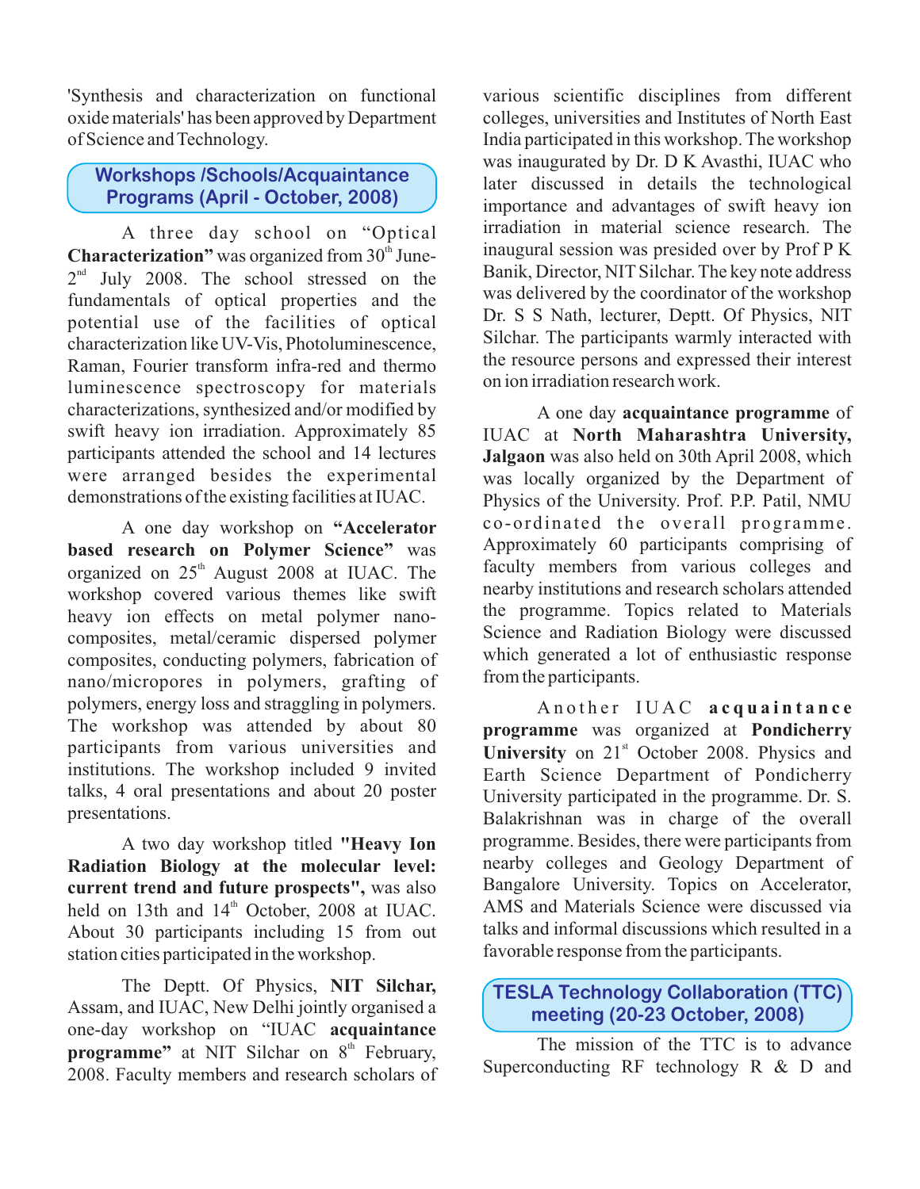'Synthesis and characterization on functional oxide materials' has been approved by Department of Science and Technology.

## Workshops /Schools/Acquaintance Programs (April - October, 2008)

A three day school on "Optical **Characterization"** was organized from 30th June-2nd July 2008. The school stressed on the fundamentals of optical properties and the potential use of the facilities of optical characterization like UV-Vis, Photoluminescence, Raman, Fourier transform infra-red and thermo luminescence spectroscopy for materials characterizations, synthesized and/or modified by swift heavy ion irradiation. Approximately 85 participants attended the school and 14 lectures were arranged besides the experimental demonstrations of the existing facilities at IUAC.

A one day workshop on **"Accelerator based research on Polymer Science"** was organized on 25th August 2008 at IUAC. The workshop covered various themes like swift heavy ion effects on metal polymer nano-composites, metal/ceramic dispersed polymer composites, conducting polymers, fabrication of nano/micropores in polymers, grafting of polymers, energy loss and straggling in polymers. The workshop was attended by about 80 participants from various universities and institutions. The workshop included 9 invited talks, 4 oral presentations and about 20 poster presentations.

A two day workshop titled **"Heavy Ion Radiation Biology at the molecular level: current trend and future prospects",** was also held on 13th and 14th October, 2008 at IUAC. About 30 participants including 15 from out station cities participated in the workshop.

The Deptt. Of Physics, **NIT Silchar,** Assam, and IUAC, New Delhi jointly organised a one-day workshop on "IUAC **acquaintance programme"** at NIT Silchar on 8th February, 2008. Faculty members and research scholars of various scientific disciplines from different colleges, universities and Institutes of North East India participated in this workshop. The workshop was inaugurated by Dr. D K Avasthi, IUAC who later discussed in details the technological importance and advantages of swift heavy ion irradiation in material science research. The inaugural session was presided over by Prof P K Banik, Director, NIT Silchar. The key note address was delivered by the coordinator of the workshop Dr. S S Nath, lecturer, Deptt. Of Physics, NIT Silchar. The participants warmly interacted with the resource persons and expressed their interest on ion irradiation research work.

A one day **acquaintance programme** of IUAC at **North Maharashtra University, Jalgaon** was also held on 30th April 2008, which was locally organized by the Department of Physics of the University. Prof. P.P. Patil, NMU co-ordinated the overall programme. Approximately 60 participants comprising of faculty members from various colleges and nearby institutions and research scholars attended the programme. Topics related to Materials Science and Radiation Biology were discussed which generated a lot of enthusiastic response from the participants.

Another IUAC **acquaintance programme** was organized at **Pondicherry University** on 21st October 2008. Physics and Earth Science Department of Pondicherry University participated in the programme. Dr. S. Balakrishnan was in charge of the overall programme. Besides, there were participants from nearby colleges and Geology Department of Bangalore University. Topics on Accelerator, AMS and Materials Science were discussed via talks and informal discussions which resulted in a favorable response from the participants.

## TESLA Technology Collaboration (TTC) meeting (20-23 October, 2008)

The mission of the TTC is to advance Superconducting RF technology R & D and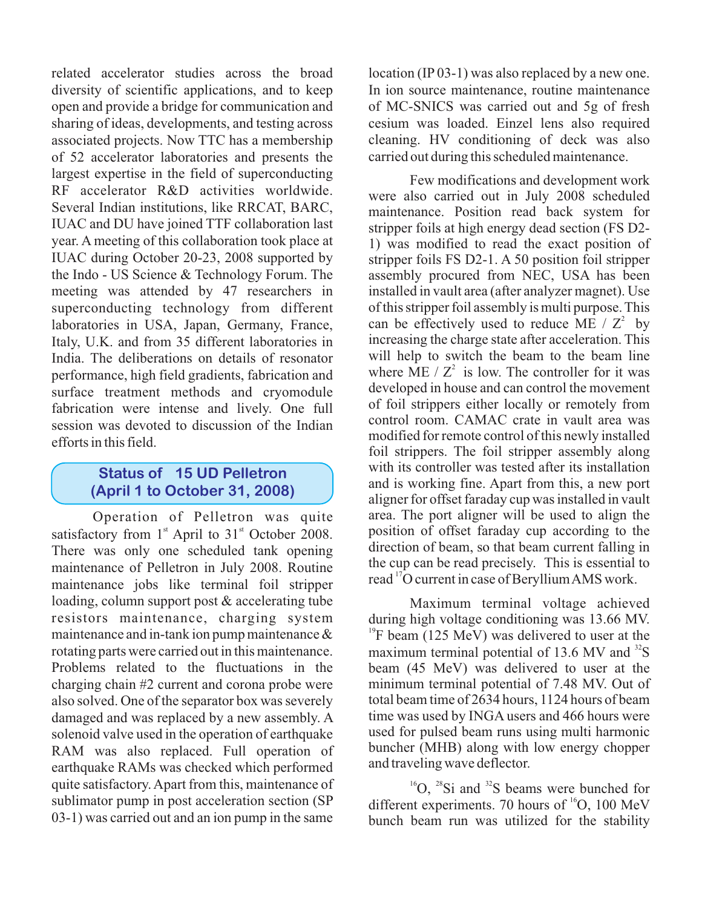related accelerator studies across the broad diversity of scientific applications, and to keep open and provide a bridge for communication and sharing of ideas, developments, and testing across associated projects. Now TTC has a membership of 52 accelerator laboratories and presents the largest expertise in the field of superconducting RF accelerator R&D activities worldwide. Several Indian institutions, like RRCAT, BARC, IUAC and DU have joined TTF collaboration last year. A meeting of this collaboration took place at IUAC during October 20-23, 2008 supported by the Indo - US Science & Technology Forum. The meeting was attended by 47 researchers in superconducting technology from different laboratories in USA, Japan, Germany, France, Italy, U.K. and from 35 different laboratories in India. The deliberations on details of resonator performance, high field gradients, fabrication and surface treatment methods and cryomodule fabrication were intense and lively. One full session was devoted to discussion of the Indian efforts in this field.

## Status of 15 UD Pelletron (April 1 to October 31, 2008)

Operation of Pelletron was quite satisfactory from 1st April to 31st October 2008. There was only one scheduled tank opening maintenance of Pelletron in July 2008. Routine maintenance jobs like terminal foil stripper loading, column support post & accelerating tube resistors maintenance, charging system maintenance and in-tank ion pump maintenance & rotating parts were carried out in this maintenance. Problems related to the fluctuations in the charging chain #2 current and corona probe were also solved. One of the separator box was severely damaged and was replaced by a new assembly. A solenoid valve used in the operation of earthquake RAM was also replaced. Full operation of earthquake RAMs was checked which performed quite satisfactory. Apart from this, maintenance of sublimator pump in post acceleration section (SP 03-1) was carried out and an ion pump in the same location (IP 03-1) was also replaced by a new one. In ion source maintenance, routine maintenance of MC-SNICS was carried out and 5g of fresh cesium was loaded. Einzel lens also required cleaning. HV conditioning of deck was also carried out during this scheduled maintenance.

Few modifications and development work were also carried out in July 2008 scheduled maintenance. Position read back system for stripper foils at high energy dead section (FS D2-1) was modified to read the exact position of stripper foils FS D2-1. A 50 position foil stripper assembly procured from NEC, USA has been installed in vault area (after analyzer magnet). Use of this stripper foil assembly is multi purpose. This can be effectively used to reduce $ME / Z^2$ by increasing the charge state after acceleration. This will help to switch the beam to the beam line where $ME / Z^2$ is low. The controller for it was developed in house and can control the movement of foil strippers either locally or remotely from control room. CAMAC crate in vault area was modified for remote control of this newly installed foil strippers. The foil stripper assembly along with its controller was tested after its installation and is working fine. Apart from this, a new port aligner for offset faraday cup was installed in vault area. The port aligner will be used to align the position of offset faraday cup according to the direction of beam, so that beam current falling in the cup can be read precisely. This is essential to read $^{17}O$ current in case of Beryllium AMS work.

Maximum terminal voltage achieved during high voltage conditioning was 13.66 MV. $^{19}F$ beam (125 MeV) was delivered to user at the maximum terminal potential of 13.6 MV and $^{32}S$ beam (45 MeV) was delivered to user at the minimum terminal potential of 7.48 MV. Out of total beam time of 2634 hours, 1124 hours of beam time was used by INGA users and 466 hours were used for pulsed beam runs using multi harmonic buncher (MHB) along with low energy chopper and traveling wave deflector.

$^{16}O$, $^{28}Si$ and $^{32}S$ beams were bunched for different experiments. 70 hours of $^{16}O$, 100 MeV bunch beam run was utilized for the stability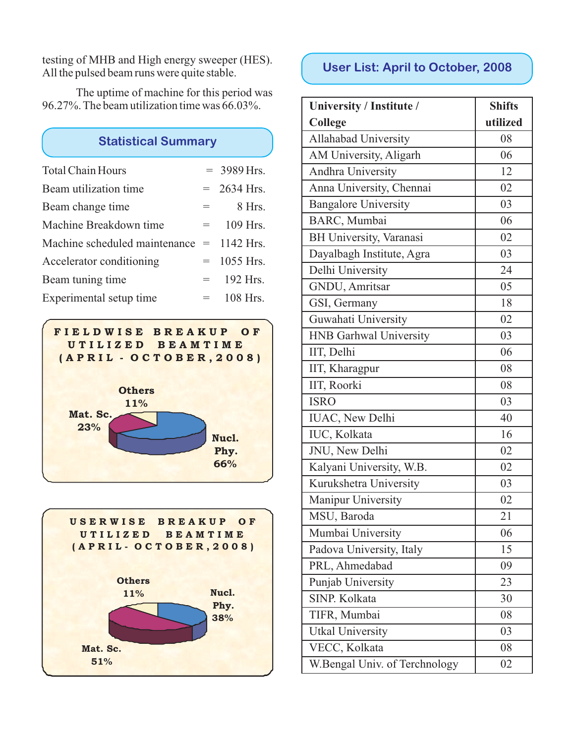testing of MHB and High energy sweeper (HES). All the pulsed beam runs were quite stable.

The uptime of machine for this period was 96.27%. The beam utilization time was 66.03%.

## Statistical Summary

| | | |
|---|---|---|
| Total Chain Hours | = | 3989 Hrs. |
| Beam utilization time | = | 2634 Hrs. |
| Beam change time | = | 8 Hrs. |
| Machine Breakdown time | = | 109 Hrs. |
| Machine scheduled maintenance | = | 1142 Hrs. |
| Accelerator conditioning | = | 1055 Hrs. |
| Beam tuning time | = | 192 Hrs. |
| Experimental setup time | = | 108 Hrs. |

FIELDWISE BREAKUP OF UTILIZED BEAMTIME (APRIL - OCTOBER, 2008)

Others 11%

Mat. Sc. 23%

Nucl. Phy. 66%

USERWISE BREAKUP OF UTILIZED BEAMTIME (APRIL - OCTOBER, 2008)

Others 11%

Nucl. Phy. 38%

Mat. Sc. 51%

## User List: April to October, 2008

| University / Institute / College | Shifts utilized |
|---|---|
| Allahabad University | 08 |
| AM University, Aligarh | 06 |
| Andhra University | 12 |
| Anna University, Chennai | 02 |
| Bangalore University | 03 |
| BARC, Mumbai | 06 |
| BH University, Varanasi | 02 |
| Dayalbagh Institute, Agra | 03 |
| Delhi University | 24 |
| GNDU, Amritsar | 05 |
| GSI, Germany | 18 |
| Guwahati University | 02 |
| HNB Garhwal University | 03 |
| IIT, Delhi | 06 |
| IIT, Kharagpur | 08 |
| IIT, Roorki | 08 |
| ISRO | 03 |
| IUAC, New Delhi | 40 |
| IUC, Kolkata | 16 |
| JNU, New Delhi | 02 |
| Kalyani University, W.B. | 02 |
| Kurukshetra University | 03 |
| Manipur University | 02 |
| MSU, Baroda | 21 |
| Mumbai University | 06 |
| Padova University, Italy | 15 |
| PRL, Ahmedabad | 09 |
| Punjab University | 23 |
| SINP. Kolkata | 30 |
| TIFR, Mumbai | 08 |
| Utkal University | 03 |
| VECC, Kolkata | 08 |
| W.Bengal Univ. of Terchnology | 02 |